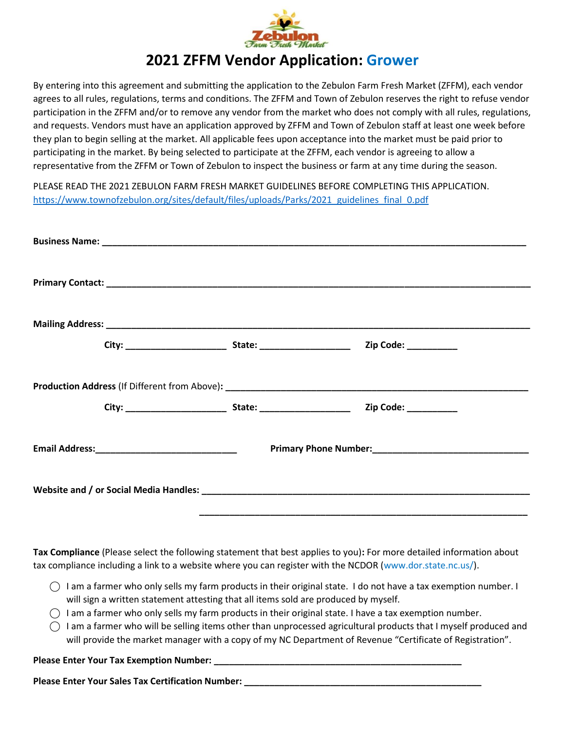# 2021 ZFFM Vendor Application: Grower

By entering into this agreement and submitting the application to the Zebulon Farm Fresh Market (ZFFM), each vendor agrees to all rules, regulations, terms and conditions. The ZFFM and Town of Zebulon reserves the right to refuse vendor participation in the ZFFM and/or to remove any vendor from the market who does not comply with all rules, regulations, and requests. Vendors must have an application approved by ZFFM and Town of Zebulon staff at least one week before they plan to begin selling at the market. All applicable fees upon acceptance into the market must be paid prior to participating in the market. By being selected to participate at the ZFFM, each vendor is agreeing to allow a representative from the ZFFM or Town of Zebulon to inspect the business or farm at any time during the season.

PLEASE READ THE 2021 ZEBULON FARM FRESH MARKET GUIDELINES BEFORE COMPLETING THIS APPLICATION.
https://www.townofzebulon.org/sites/default/files/uploads/Parks/2021_guidelines_final_0.pdf

**Business Name:** ______________________________________________

**Primary Contact:** ______________________________________________

**Mailing Address:** ______________________________________________

**City:** ____________________ **State:** __________________ **Zip Code:** __________

**Production Address** (If Different from Above)**:** ______________________________________________

**City:** ____________________ **State:** __________________ **Zip Code:** __________

**Email Address:**____________________________ **Primary Phone Number:**______________________________

**Website and / or Social Media Handles:** ______________________________________________

______________________________________________

**Tax Compliance** (Please select the following statement that best applies to you)**:** For more detailed information about tax compliance including a link to a website where you can register with the NCDOR (www.dor.state.nc.us/).

- ◯ I am a farmer who only sells my farm products in their original state. I do not have a tax exemption number. I will sign a written statement attesting that all items sold are produced by myself.
- ◯ I am a farmer who only sells my farm products in their original state. I have a tax exemption number.
- ◯ I am a farmer who will be selling items other than unprocessed agricultural products that I myself produced and will provide the market manager with a copy of my NC Department of Revenue "Certificate of Registration".

**Please Enter Your Tax Exemption Number:** ______________________________________________

**Please Enter Your Sales Tax Certification Number:** ______________________________________________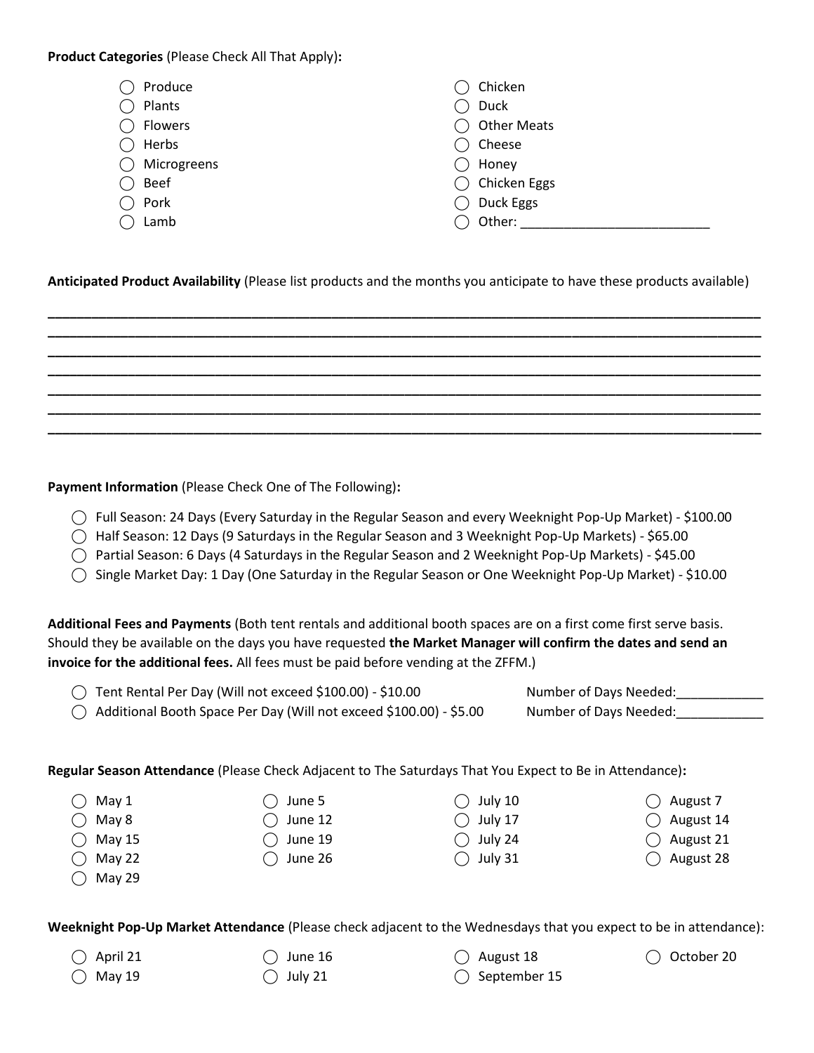**Product Categories** (Please Check All That Apply)**:**

- ◯ Produce
- ◯ Plants
- ◯ Flowers
- ◯ Herbs
- ◯ Microgreens
- ◯ Beef
- ◯ Pork
- ◯ Lamb
- ◯ Chicken
- ◯ Duck
- ◯ Other Meats
- ◯ Cheese
- ◯ Honey
- ◯ Chicken Eggs
- ◯ Duck Eggs
- ◯ Other: __________________________

**Anticipated Product Availability** (Please list products and the months you anticipate to have these products available)

______________________________________________________________________________________________
______________________________________________________________________________________________
______________________________________________________________________________________________
______________________________________________________________________________________________
______________________________________________________________________________________________
______________________________________________________________________________________________
______________________________________________________________________________________________

**Payment Information** (Please Check One of The Following)**:**

- ◯ Full Season: 24 Days (Every Saturday in the Regular Season and every Weeknight Pop-Up Market) - $100.00
- ◯ Half Season: 12 Days (9 Saturdays in the Regular Season and 3 Weeknight Pop-Up Markets) - $65.00
- ◯ Partial Season: 6 Days (4 Saturdays in the Regular Season and 2 Weeknight Pop-Up Markets) - $45.00
- ◯ Single Market Day: 1 Day (One Saturday in the Regular Season or One Weeknight Pop-Up Market) - $10.00

**Additional Fees and Payments** (Both tent rentals and additional booth spaces are on a first come first serve basis. Should they be available on the days you have requested **the Market Manager will confirm the dates and send an invoice for the additional fees.** All fees must be paid before vending at the ZFFM.)

- ◯ Tent Rental Per Day (Will not exceed $100.00) - $10.00 Number of Days Needed:____________
- ◯ Additional Booth Space Per Day (Will not exceed $100.00) - $5.00 Number of Days Needed:____________

**Regular Season Attendance** (Please Check Adjacent to The Saturdays That You Expect to Be in Attendance)**:**

- ◯ May 1
- ◯ May 8
- ◯ May 15
- ◯ May 22
- ◯ May 29
- ◯ June 5
- ◯ June 12
- ◯ June 19
- ◯ June 26
- ◯ July 10
- ◯ July 17
- ◯ July 24
- ◯ July 31
- ◯ August 7
- ◯ August 14
- ◯ August 21
- ◯ August 28

**Weeknight Pop-Up Market Attendance** (Please check adjacent to the Wednesdays that you expect to be in attendance):

- ◯ April 21
- ◯ May 19
- ◯ June 16
- ◯ July 21
- ◯ August 18
- ◯ September 15
- ◯ October 20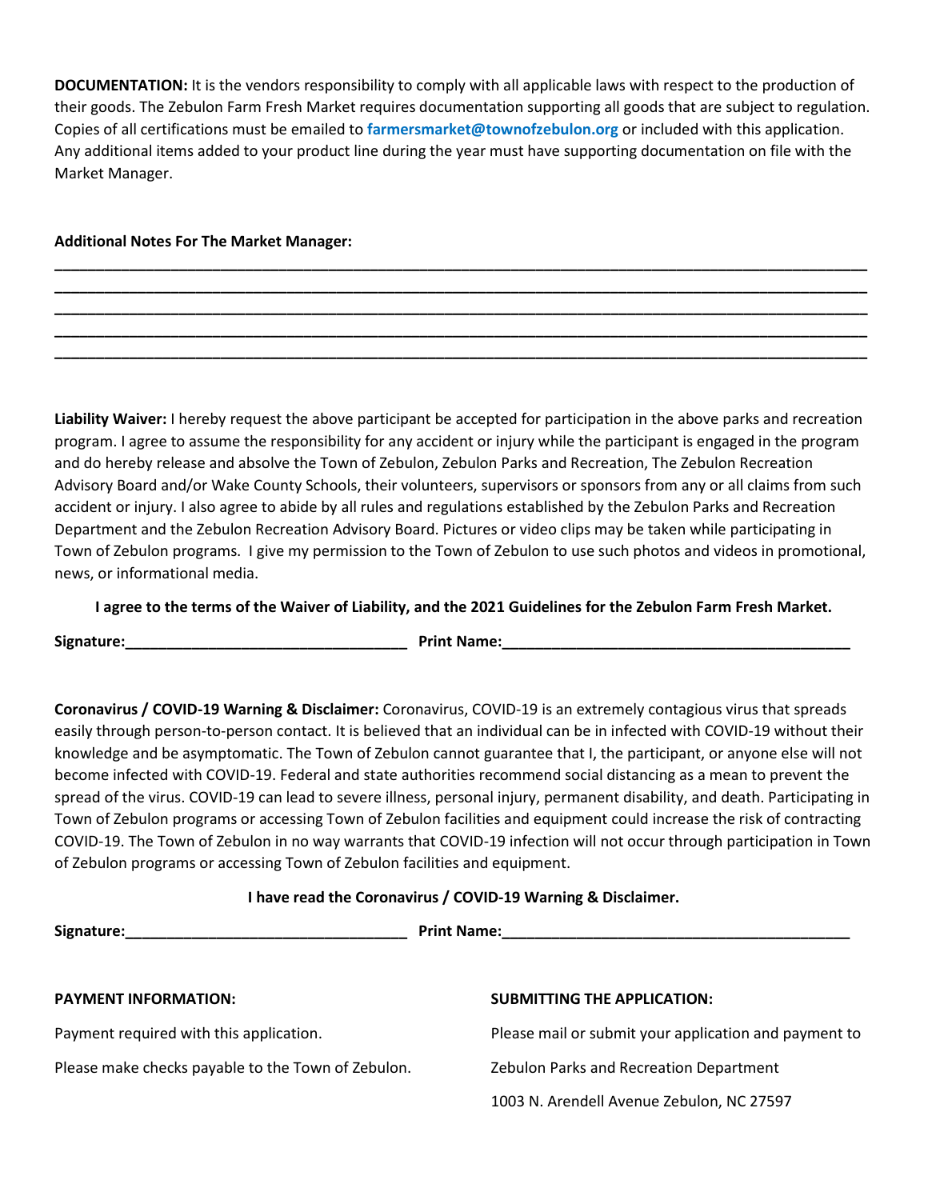**DOCUMENTATION:** It is the vendors responsibility to comply with all applicable laws with respect to the production of their goods. The Zebulon Farm Fresh Market requires documentation supporting all goods that are subject to regulation. Copies of all certifications must be emailed to **farmersmarket@townofzebulon.org** or included with this application. Any additional items added to your product line during the year must have supporting documentation on file with the Market Manager.

**Additional Notes For The Market Manager:**

______________________________________________________________________________________________

______________________________________________________________________________________________

______________________________________________________________________________________________

______________________________________________________________________________________________

______________________________________________________________________________________________

**Liability Waiver:** I hereby request the above participant be accepted for participation in the above parks and recreation program. I agree to assume the responsibility for any accident or injury while the participant is engaged in the program and do hereby release and absolve the Town of Zebulon, Zebulon Parks and Recreation, The Zebulon Recreation Advisory Board and/or Wake County Schools, their volunteers, supervisors or sponsors from any or all claims from such accident or injury. I also agree to abide by all rules and regulations established by the Zebulon Parks and Recreation Department and the Zebulon Recreation Advisory Board. Pictures or video clips may be taken while participating in Town of Zebulon programs. I give my permission to the Town of Zebulon to use such photos and videos in promotional, news, or informational media.

**I agree to the terms of the Waiver of Liability, and the 2021 Guidelines for the Zebulon Farm Fresh Market.**

**Signature:**__________________________________ **Print Name:**___________________________________________

**Coronavirus / COVID-19 Warning & Disclaimer:** Coronavirus, COVID-19 is an extremely contagious virus that spreads easily through person-to-person contact. It is believed that an individual can be in infected with COVID-19 without their knowledge and be asymptomatic. The Town of Zebulon cannot guarantee that I, the participant, or anyone else will not become infected with COVID-19. Federal and state authorities recommend social distancing as a mean to prevent the spread of the virus. COVID-19 can lead to severe illness, personal injury, permanent disability, and death. Participating in Town of Zebulon programs or accessing Town of Zebulon facilities and equipment could increase the risk of contracting COVID-19. The Town of Zebulon in no way warrants that COVID-19 infection will not occur through participation in Town of Zebulon programs or accessing Town of Zebulon facilities and equipment.

**I have read the Coronavirus / COVID-19 Warning & Disclaimer.**

**Signature:**__________________________________ **Print Name:**___________________________________________

**PAYMENT INFORMATION:**

Payment required with this application.

Please make checks payable to the Town of Zebulon.

**SUBMITTING THE APPLICATION:**

Please mail or submit your application and payment to

Zebulon Parks and Recreation Department

1003 N. Arendell Avenue Zebulon, NC 27597